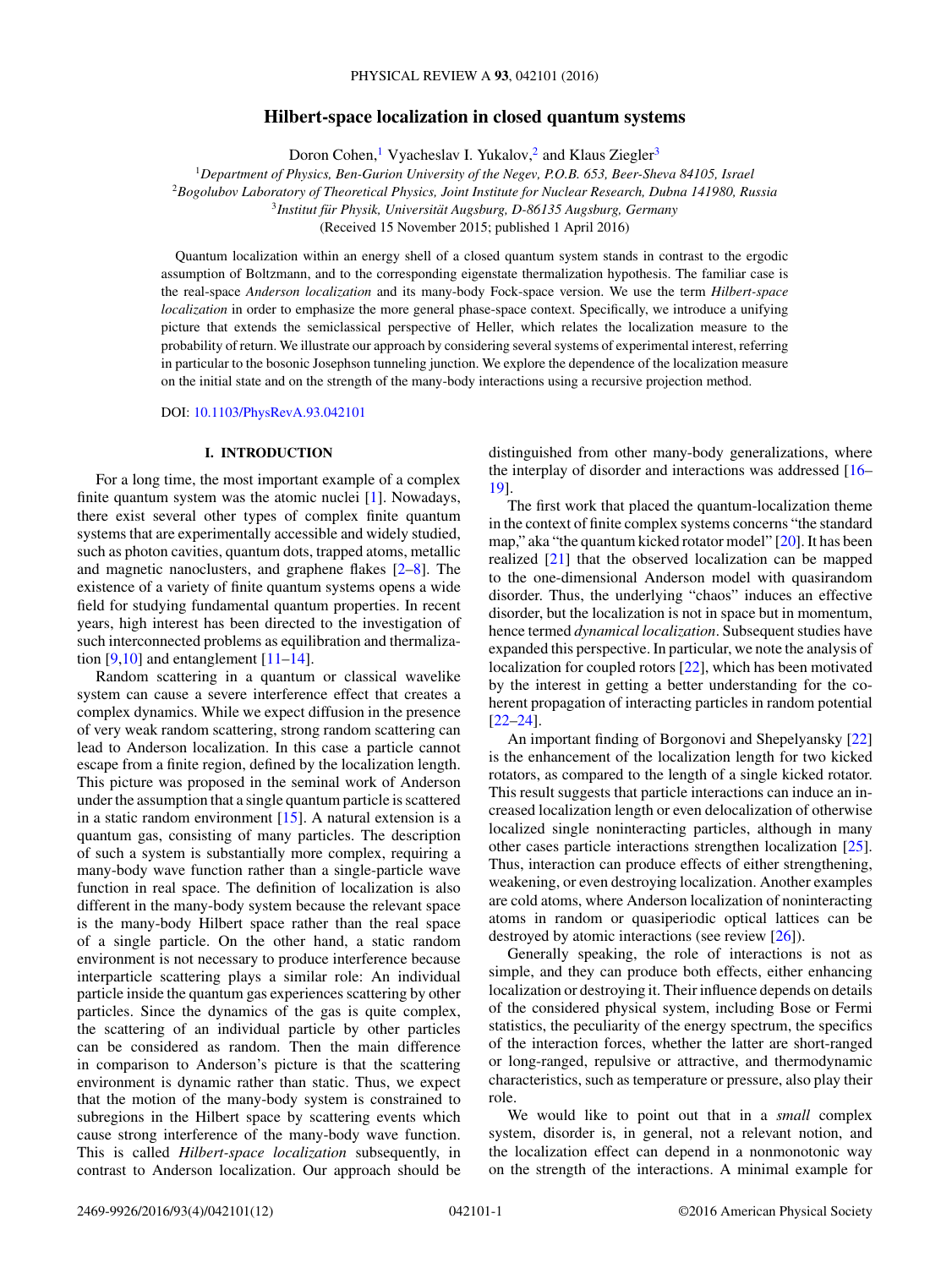# Hilbert-space localization in closed quantum systems

Doron Cohen,[1] Vyacheslav I. Yukalov,[2] and Klaus Ziegler[3]

[1]*Department of Physics, Ben-Gurion University of the Negev, P.O.B. 653, Beer-Sheva 84105, Israel*
[2]*Bogolubov Laboratory of Theoretical Physics, Joint Institute for Nuclear Research, Dubna 141980, Russia*
[3]*Institut für Physik, Universität Augsburg, D-86135 Augsburg, Germany*

(Received 15 November 2015; published 1 April 2016)

Quantum localization within an energy shell of a closed quantum system stands in contrast to the ergodic assumption of Boltzmann, and to the corresponding eigenstate thermalization hypothesis. The familiar case is the real-space *Anderson localization* and its many-body Fock-space version. We use the term *Hilbert-space localization* in order to emphasize the more general phase-space context. Specifically, we introduce a unifying picture that extends the semiclassical perspective of Heller, which relates the localization measure to the probability of return. We illustrate our approach by considering several systems of experimental interest, referring in particular to the bosonic Josephson tunneling junction. We explore the dependence of the localization measure on the initial state and on the strength of the many-body interactions using a recursive projection method.

DOI: 10.1103/PhysRevA.93.042101

## I. INTRODUCTION

For a long time, the most important example of a complex finite quantum system was the atomic nuclei [1]. Nowadays, there exist several other types of complex finite quantum systems that are experimentally accessible and widely studied, such as photon cavities, quantum dots, trapped atoms, metallic and magnetic nanoclusters, and graphene flakes [2–8]. The existence of a variety of finite quantum systems opens a wide field for studying fundamental quantum properties. In recent years, high interest has been directed to the investigation of such interconnected problems as equilibration and thermalization [9,10] and entanglement [11–14].

Random scattering in a quantum or classical wavelike system can cause a severe interference effect that creates a complex dynamics. While we expect diffusion in the presence of very weak random scattering, strong random scattering can lead to Anderson localization. In this case a particle cannot escape from a finite region, defined by the localization length. This picture was proposed in the seminal work of Anderson under the assumption that a single quantum particle is scattered in a static random environment [15]. A natural extension is a quantum gas, consisting of many particles. The description of such a system is substantially more complex, requiring a many-body wave function rather than a single-particle wave function in real space. The definition of localization is also different in the many-body system because the relevant space is the many-body Hilbert space rather than the real space of a single particle. On the other hand, a static random environment is not necessary to produce interference because interparticle scattering plays a similar role: An individual particle inside the quantum gas experiences scattering by other particles. Since the dynamics of the gas is quite complex, the scattering of an individual particle by other particles can be considered as random. Then the main difference in comparison to Anderson's picture is that the scattering environment is dynamic rather than static. Thus, we expect that the motion of the many-body system is constrained to subregions in the Hilbert space by scattering events which cause strong interference of the many-body wave function. This is called *Hilbert-space localization* subsequently, in contrast to Anderson localization. Our approach should be distinguished from other many-body generalizations, where the interplay of disorder and interactions was addressed [16–19].

The first work that placed the quantum-localization theme in the context of finite complex systems concerns "the standard map," aka "the quantum kicked rotator model" [20]. It has been realized [21] that the observed localization can be mapped to the one-dimensional Anderson model with quasirandom disorder. Thus, the underlying "chaos" induces an effective disorder, but the localization is not in space but in momentum, hence termed *dynamical localization*. Subsequent studies have expanded this perspective. In particular, we note the analysis of localization for coupled rotors [22], which has been motivated by the interest in getting a better understanding for the coherent propagation of interacting particles in random potential [22–24].

An important finding of Borgonovi and Shepelyansky [22] is the enhancement of the localization length for two kicked rotators, as compared to the length of a single kicked rotator. This result suggests that particle interactions can induce an increased localization length or even delocalization of otherwise localized single noninteracting particles, although in many other cases particle interactions strengthen localization [25]. Thus, interaction can produce effects of either strengthening, weakening, or even destroying localization. Another examples are cold atoms, where Anderson localization of noninteracting atoms in random or quasiperiodic optical lattices can be destroyed by atomic interactions (see review [26]).

Generally speaking, the role of interactions is not as simple, and they can produce both effects, either enhancing localization or destroying it. Their influence depends on details of the considered physical system, including Bose or Fermi statistics, the peculiarity of the energy spectrum, the specifics of the interaction forces, whether the latter are short-ranged or long-ranged, repulsive or attractive, and thermodynamic characteristics, such as temperature or pressure, also play their role.

We would like to point out that in a *small* complex system, disorder is, in general, not a relevant notion, and the localization effect can depend in a nonmonotonic way on the strength of the interactions. A minimal example for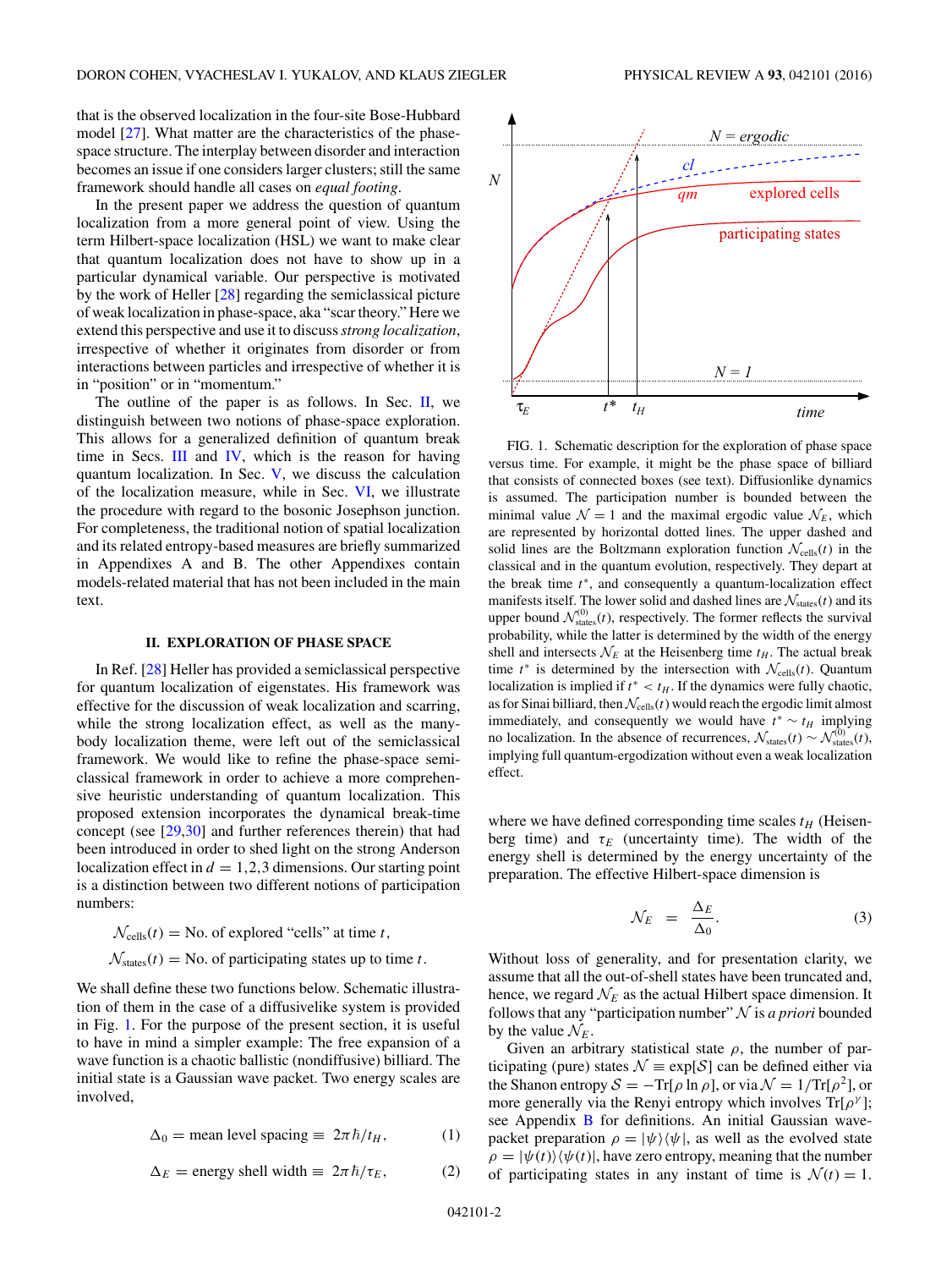that is the observed localization in the four-site Bose-Hubbard model [27]. What matter are the characteristics of the phase-space structure. The interplay between disorder and interaction becomes an issue if one considers larger clusters; still the same framework should handle all cases on *equal footing*.

In the present paper we address the question of quantum localization from a more general point of view. Using the term Hilbert-space localization (HSL) we want to make clear that quantum localization does not have to show up in a particular dynamical variable. Our perspective is motivated by the work of Heller [28] regarding the semiclassical picture of weak localization in phase-space, aka "scar theory." Here we extend this perspective and use it to discuss *strong localization*, irrespective of whether it originates from disorder or from interactions between particles and irrespective of whether it is in "position" or in "momentum."

The outline of the paper is as follows. In Sec. II, we distinguish between two notions of phase-space exploration. This allows for a generalized definition of quantum break time in Secs. III and IV, which is the reason for having quantum localization. In Sec. V, we discuss the calculation of the localization measure, while in Sec. VI, we illustrate the procedure with regard to the bosonic Josephson junction. For completeness, the traditional notion of spatial localization and its related entropy-based measures are briefly summarized in Appendixes A and B. The other Appendixes contain models-related material that has not been included in the main text.

## II. EXPLORATION OF PHASE SPACE

In Ref. [28] Heller has provided a semiclassical perspective for quantum localization of eigenstates. His framework was effective for the discussion of weak localization and scarring, while the strong localization effect, as well as the many-body localization theme, were left out of the semiclassical framework. We would like to refine the phase-space semiclassical framework in order to achieve a more comprehensive heuristic understanding of quantum localization. This proposed extension incorporates the dynamical break-time concept (see [29,30] and further references therein) that had been introduced in order to shed light on the strong Anderson localization effect in $d = 1,2,3$ dimensions. Our starting point is a distinction between two different notions of participation numbers:

$\mathcal{N}_{\text{cells}}(t) =$ No. of explored "cells" at time $t$,

$\mathcal{N}_{\text{states}}(t) =$ No. of participating states up to time $t$.

We shall define these two functions below. Schematic illustration of them in the case of a diffusivelike system is provided in Fig. 1. For the purpose of the present section, it is useful to have in mind a simpler example: The free expansion of a wave function is a chaotic ballistic (nondiffusive) billiard. The initial state is a Gaussian wave packet. Two energy scales are involved,

$$\Delta_0 = \text{mean level spacing} \equiv 2\pi\hbar/t_H, \tag{1}$$

$$\Delta_E = \text{energy shell width} \equiv 2\pi\hbar/\tau_E, \tag{2}$$

N = ergodic
N
cl
qm
explored cells
participating states
N = 1
$\tau_E$
$t^*$
$t_H$
time

FIG. 1. Schematic description for the exploration of phase space versus time. For example, it might be the phase space of billiard that consists of connected boxes (see text). Diffusionlike dynamics is assumed. The participation number is bounded between the minimal value $\mathcal{N} = 1$ and the maximal ergodic value $\mathcal{N}_E$, which are represented by horizontal dotted lines. The upper dashed and solid lines are the Boltzmann exploration function $\mathcal{N}_{\text{cells}}(t)$ in the classical and in the quantum evolution, respectively. They depart at the break time $t^*$, and consequently a quantum-localization effect manifests itself. The lower solid and dashed lines are $\mathcal{N}_{\text{states}}(t)$ and its upper bound $\mathcal{N}^{(0)}_{\text{states}}(t)$, respectively. The former reflects the survival probability, while the latter is determined by the width of the energy shell and intersects $\mathcal{N}_E$ at the Heisenberg time $t_H$. The actual break time $t^*$ is determined by the intersection with $\mathcal{N}_{\text{cells}}(t)$. Quantum localization is implied if $t^* < t_H$. If the dynamics were fully chaotic, as for Sinai billiard, then $\mathcal{N}_{\text{cells}}(t)$ would reach the ergodic limit almost immediately, and consequently we would have $t^* \sim t_H$ implying no localization. In the absence of recurrences, $\mathcal{N}_{\text{states}}(t) \sim \mathcal{N}^{(0)}_{\text{states}}(t)$, implying full quantum-ergodization without even a weak localization effect.

where we have defined corresponding time scales $t_H$ (Heisenberg time) and $\tau_E$ (uncertainty time). The width of the energy shell is determined by the energy uncertainty of the preparation. The effective Hilbert-space dimension is

$$\mathcal{N}_E = \frac{\Delta_E}{\Delta_0}. \tag{3}$$

Without loss of generality, and for presentation clarity, we assume that all the out-of-shell states have been truncated and, hence, we regard $\mathcal{N}_E$ as the actual Hilbert space dimension. It follows that any "participation number" $\mathcal{N}$ is *a priori* bounded by the value $\mathcal{N}_E$.

Given an arbitrary statistical state $\rho$, the number of participating (pure) states $\mathcal{N} \equiv \exp[\mathcal{S}]$ can be defined either via the Shanon entropy $\mathcal{S} = -\text{Tr}[\rho \ln \rho]$, or via $\mathcal{N} = 1/\text{Tr}[\rho^2]$, or more generally via the Renyi entropy which involves $\text{Tr}[\rho^\gamma]$; see Appendix B for definitions. An initial Gaussian wave-packet preparation $\rho = |\psi\rangle\langle\psi|$, as well as the evolved state $\rho = |\psi(t)\rangle\langle\psi(t)|$, have zero entropy, meaning that the number of participating states in any instant of time is $\mathcal{N}(t) = 1$.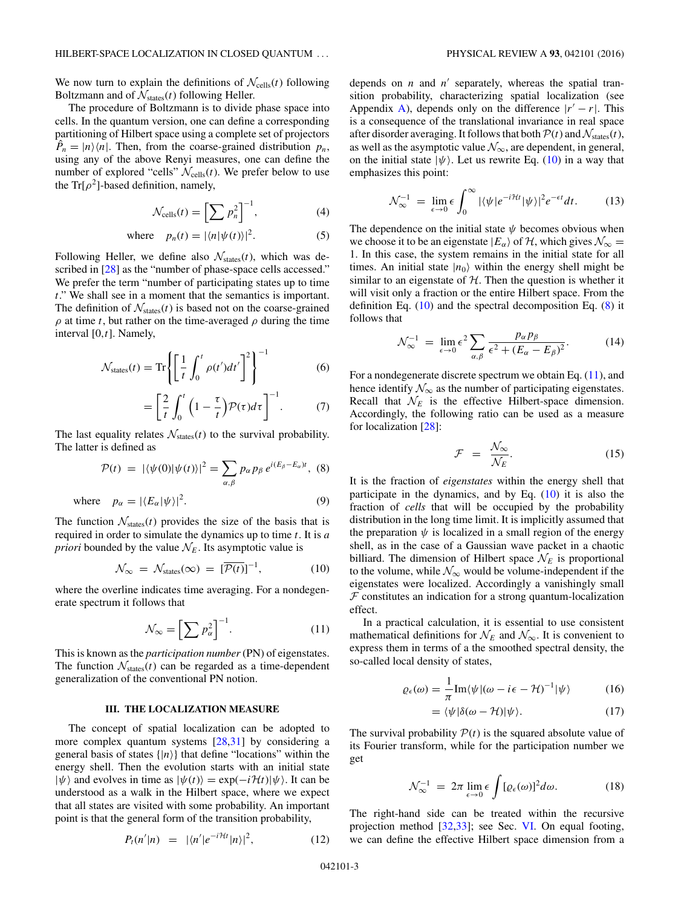We now turn to explain the definitions of $\mathcal{N}_{\text{cells}}(t)$ following Boltzmann and of $\mathcal{N}_{\text{states}}(t)$ following Heller.

The procedure of Boltzmann is to divide phase space into cells. In the quantum version, one can define a corresponding partitioning of Hilbert space using a complete set of projectors $\hat{P}_n = |n\rangle\langle n|$. Then, from the coarse-grained distribution $p_n$, using any of the above Renyi measures, one can define the number of explored "cells" $\mathcal{N}_{\text{cells}}(t)$. We prefer below to use the $\text{Tr}[\rho^2]$-based definition, namely,

$$\mathcal{N}_{\text{cells}}(t) = \left[\sum p_n^2\right]^{-1}, \tag{4}$$

$$\text{where} \quad p_n(t) = |\langle n|\psi(t)\rangle|^2. \tag{5}$$

Following Heller, we define also $\mathcal{N}_{\text{states}}(t)$, which was described in [28] as the "number of phase-space cells accessed." We prefer the term "number of participating states up to time $t$." We shall see in a moment that the semantics is important. The definition of $\mathcal{N}_{\text{states}}(t)$ is based not on the coarse-grained $\rho$ at time $t$, but rather on the time-averaged $\rho$ during the time interval $[0,t]$. Namely,

$$\mathcal{N}_{\text{states}}(t) = \text{Tr}\left\{\left[\frac{1}{t}\int_0^t \rho(t')dt'\right]^2\right\}^{-1} \tag{6}$$

$$= \left[\frac{2}{t}\int_0^t \left(1-\frac{\tau}{t}\right)\mathcal{P}(\tau)d\tau\right]^{-1}. \tag{7}$$

The last equality relates $\mathcal{N}_{\text{states}}(t)$ to the survival probability. The latter is defined as

$$\mathcal{P}(t) = |\langle\psi(0)|\psi(t)\rangle|^2 = \sum_{\alpha,\beta} p_\alpha p_\beta\, e^{i(E_\beta - E_\alpha)t}, \tag{8}$$

$$\text{where} \quad p_\alpha = |\langle E_\alpha|\psi\rangle|^2. \tag{9}$$

The function $\mathcal{N}_{\text{states}}(t)$ provides the size of the basis that is required in order to simulate the dynamics up to time $t$. It is *a priori* bounded by the value $\mathcal{N}_E$. Its asymptotic value is

$$\mathcal{N}_\infty = \mathcal{N}_{\text{states}}(\infty) = [\overline{\mathcal{P}(t)}]^{-1}, \tag{10}$$

where the overline indicates time averaging. For a nondegenerate spectrum it follows that

$$\mathcal{N}_\infty = \left[\sum p_\alpha^2\right]^{-1}. \tag{11}$$

This is known as the *participation number* (PN) of eigenstates. The function $\mathcal{N}_{\text{states}}(t)$ can be regarded as a time-dependent generalization of the conventional PN notion.

### III. THE LOCALIZATION MEASURE

The concept of spatial localization can be adopted to more complex quantum systems [28,31] by considering a general basis of states $\{|n\rangle\}$ that define "locations" within the energy shell. Then the evolution starts with an initial state $|\psi\rangle$ and evolves in time as $|\psi(t)\rangle = \exp(-i\mathcal{H}t)|\psi\rangle$. It can be understood as a walk in the Hilbert space, where we expect that all states are visited with some probability. An important point is that the general form of the transition probability,

$$P_t(n'|n) = |\langle n'|e^{-i\mathcal{H}t}|n\rangle|^2, \tag{12}$$

depends on $n$ and $n'$ separately, whereas the spatial transition probability, characterizing spatial localization (see Appendix A), depends only on the difference $|r'-r|$. This is a consequence of the translational invariance in real space after disorder averaging. It follows that both $\mathcal{P}(t)$ and $\mathcal{N}_{\text{states}}(t)$, as well as the asymptotic value $\mathcal{N}_\infty$, are dependent, in general, on the initial state $|\psi\rangle$. Let us rewrite Eq. (10) in a way that emphasizes this point:

$$\mathcal{N}_\infty^{-1} = \lim_{\epsilon\to 0}\epsilon\int_0^\infty |\langle\psi|e^{-i\mathcal{H}t}|\psi\rangle|^2 e^{-\epsilon t}dt. \tag{13}$$

The dependence on the initial state $\psi$ becomes obvious when we choose it to be an eigenstate $|E_\alpha\rangle$ of $\mathcal{H}$, which gives $\mathcal{N}_\infty = 1$. In this case, the system remains in the initial state for all times. An initial state $|n_0\rangle$ within the energy shell might be similar to an eigenstate of $\mathcal{H}$. Then the question is whether it will visit only a fraction or the entire Hilbert space. From the definition Eq. (10) and the spectral decomposition Eq. (8) it follows that

$$\mathcal{N}_\infty^{-1} = \lim_{\epsilon\to 0}\epsilon^2\sum_{\alpha,\beta}\frac{p_\alpha p_\beta}{\epsilon^2 + (E_\alpha - E_\beta)^2}. \tag{14}$$

For a nondegenerate discrete spectrum we obtain Eq. (11), and hence identify $\mathcal{N}_\infty$ as the number of participating eigenstates. Recall that $\mathcal{N}_E$ is the effective Hilbert-space dimension. Accordingly, the following ratio can be used as a measure for localization [28]:

$$\mathcal{F} = \frac{\mathcal{N}_\infty}{\mathcal{N}_E}. \tag{15}$$

It is the fraction of *eigenstates* within the energy shell that participate in the dynamics, and by Eq. (10) it is also the fraction of *cells* that will be occupied by the probability distribution in the long time limit. It is implicitly assumed that the preparation $\psi$ is localized in a small region of the energy shell, as in the case of a Gaussian wave packet in a chaotic billiard. The dimension of Hilbert space $\mathcal{N}_E$ is proportional to the volume, while $\mathcal{N}_\infty$ would be volume-independent if the eigenstates were localized. Accordingly a vanishingly small $\mathcal{F}$ constitutes an indication for a strong quantum-localization effect.

In a practical calculation, it is essential to use consistent mathematical definitions for $\mathcal{N}_E$ and $\mathcal{N}_\infty$. It is convenient to express them in terms of a the smoothed spectral density, the so-called local density of states,

$$\varrho_\epsilon(\omega) = \frac{1}{\pi}\text{Im}\langle\psi|(\omega - i\epsilon - \mathcal{H})^{-1}|\psi\rangle \tag{16}$$

$$= \langle\psi|\delta(\omega - \mathcal{H})|\psi\rangle. \tag{17}$$

The survival probability $\mathcal{P}(t)$ is the squared absolute value of its Fourier transform, while for the participation number we get

$$\mathcal{N}_\infty^{-1} = 2\pi\lim_{\epsilon\to 0}\epsilon\int[\varrho_\epsilon(\omega)]^2 d\omega. \tag{18}$$

The right-hand side can be treated within the recursive projection method [32,33]; see Sec. VI. On equal footing, we can define the effective Hilbert space dimension from a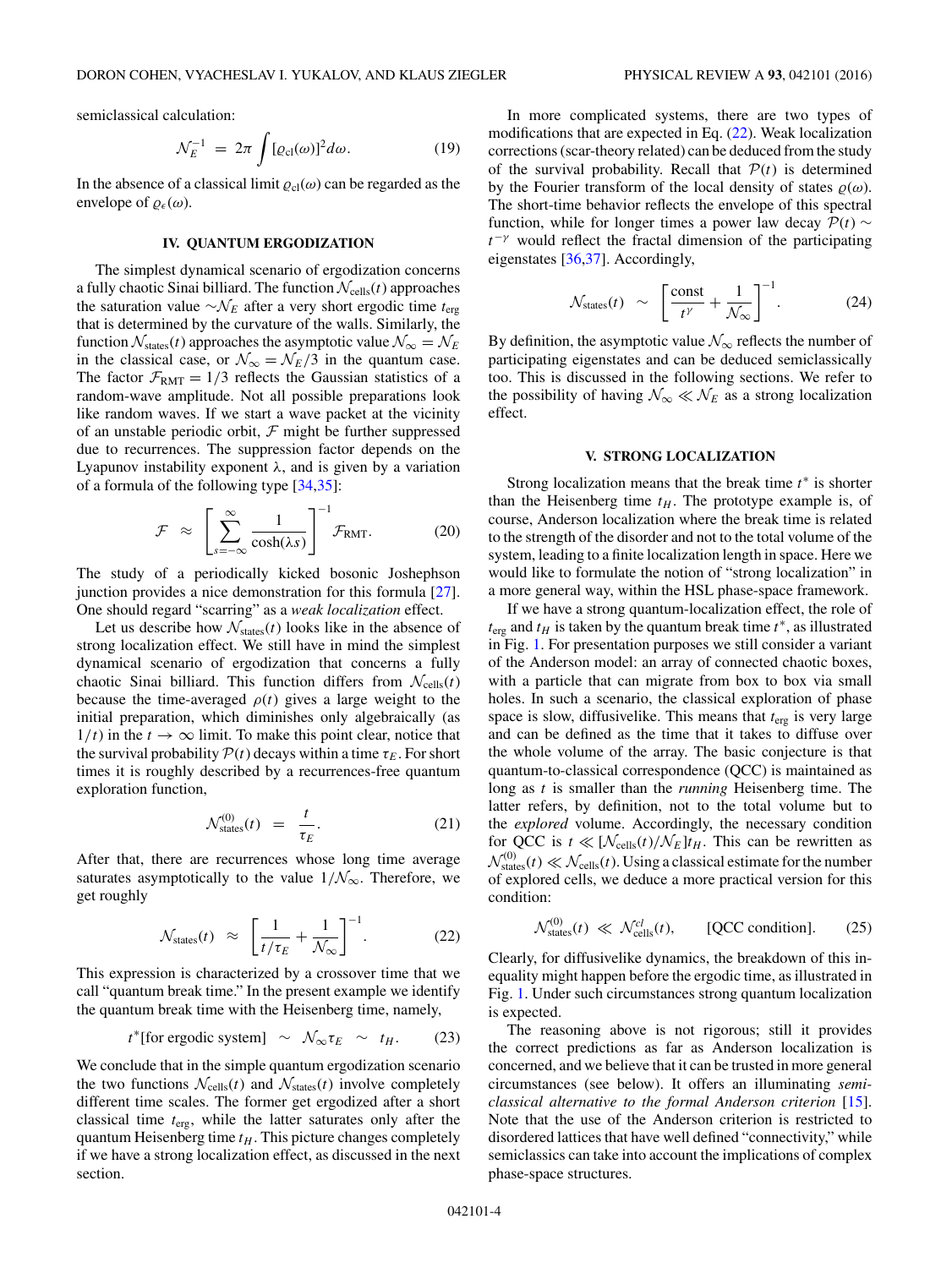semiclassical calculation:

$$\mathcal{N}_E^{-1} = 2\pi \int [\varrho_{\rm cl}(\omega)]^2 d\omega. \tag{19}$$

In the absence of a classical limit $\varrho_{\rm cl}(\omega)$ can be regarded as the envelope of $\varrho_\epsilon(\omega)$.

## IV. QUANTUM ERGODIZATION

The simplest dynamical scenario of ergodization concerns a fully chaotic Sinai billiard. The function $\mathcal{N}_{\rm cells}(t)$ approaches the saturation value $\sim\mathcal{N}_E$ after a very short ergodic time $t_{\rm erg}$ that is determined by the curvature of the walls. Similarly, the function $\mathcal{N}_{\rm states}(t)$ approaches the asymptotic value $\mathcal{N}_\infty = \mathcal{N}_E$ in the classical case, or $\mathcal{N}_\infty = \mathcal{N}_E/3$ in the quantum case. The factor $\mathcal{F}_{\rm RMT} = 1/3$ reflects the Gaussian statistics of a random-wave amplitude. Not all possible preparations look like random waves. If we start a wave packet at the vicinity of an unstable periodic orbit, $\mathcal{F}$ might be further suppressed due to recurrences. The suppression factor depends on the Lyapunov instability exponent $\lambda$, and is given by a variation of a formula of the following type [34,35]:

$$\mathcal{F} \approx \left[\sum_{s=-\infty}^{\infty} \frac{1}{\cosh(\lambda s)}\right]^{-1} \mathcal{F}_{\rm RMT}. \tag{20}$$

The study of a periodically kicked bosonic Joshephson junction provides a nice demonstration for this formula [27]. One should regard "scarring" as a *weak localization* effect.

Let us describe how $\mathcal{N}_{\rm states}(t)$ looks like in the absence of strong localization effect. We still have in mind the simplest dynamical scenario of ergodization that concerns a fully chaotic Sinai billiard. This function differs from $\mathcal{N}_{\rm cells}(t)$ because the time-averaged $\rho(t)$ gives a large weight to the initial preparation, which diminishes only algebraically (as $1/t$) in the $t\to\infty$ limit. To make this point clear, notice that the survival probability $\mathcal{P}(t)$ decays within a time $\tau_E$. For short times it is roughly described by a recurrences-free quantum exploration function,

$$\mathcal{N}^{(0)}_{\rm states}(t) = \frac{t}{\tau_E}. \tag{21}$$

After that, there are recurrences whose long time average saturates asymptotically to the value $1/\mathcal{N}_\infty$. Therefore, we get roughly

$$\mathcal{N}_{\rm states}(t) \approx \left[\frac{1}{t/\tau_E} + \frac{1}{\mathcal{N}_\infty}\right]^{-1}. \tag{22}$$

This expression is characterized by a crossover time that we call "quantum break time." In the present example we identify the quantum break time with the Heisenberg time, namely,

$$t^*[\text{for ergodic system}] \sim \mathcal{N}_\infty \tau_E \sim t_H. \tag{23}$$

We conclude that in the simple quantum ergodization scenario the two functions $\mathcal{N}_{\rm cells}(t)$ and $\mathcal{N}_{\rm states}(t)$ involve completely different time scales. The former get ergodized after a short classical time $t_{\rm erg}$, while the latter saturates only after the quantum Heisenberg time $t_H$. This picture changes completely if we have a strong localization effect, as discussed in the next section.

In more complicated systems, there are two types of modifications that are expected in Eq. (22). Weak localization corrections (scar-theory related) can be deduced from the study of the survival probability. Recall that $\mathcal{P}(t)$ is determined by the Fourier transform of the local density of states $\varrho(\omega)$. The short-time behavior reflects the envelope of this spectral function, while for longer times a power law decay $\mathcal{P}(t)\sim t^{-\gamma}$ would reflect the fractal dimension of the participating eigenstates [36,37]. Accordingly,

$$\mathcal{N}_{\rm states}(t) \sim \left[\frac{\rm const}{t^\gamma} + \frac{1}{\mathcal{N}_\infty}\right]^{-1}. \tag{24}$$

By definition, the asymptotic value $\mathcal{N}_\infty$ reflects the number of participating eigenstates and can be deduced semiclassically too. This is discussed in the following sections. We refer to the possibility of having $\mathcal{N}_\infty \ll \mathcal{N}_E$ as a strong localization effect.

## V. STRONG LOCALIZATION

Strong localization means that the break time $t^*$ is shorter than the Heisenberg time $t_H$. The prototype example is, of course, Anderson localization where the break time is related to the strength of the disorder and not to the total volume of the system, leading to a finite localization length in space. Here we would like to formulate the notion of "strong localization" in a more general way, within the HSL phase-space framework.

If we have a strong quantum-localization effect, the role of $t_{\rm erg}$ and $t_H$ is taken by the quantum break time $t^*$, as illustrated in Fig. 1. For presentation purposes we still consider a variant of the Anderson model: an array of connected chaotic boxes, with a particle that can migrate from box to box via small holes. In such a scenario, the classical exploration of phase space is slow, diffusivelike. This means that $t_{\rm erg}$ is very large and can be defined as the time that it takes to diffuse over the whole volume of the array. The basic conjecture is that quantum-to-classical correspondence (QCC) is maintained as long as $t$ is smaller than the *running* Heisenberg time. The latter refers, by definition, not to the total volume but to the *explored* volume. Accordingly, the necessary condition for QCC is $t \ll [\mathcal{N}_{\rm cells}(t)/\mathcal{N}_E]t_H$. This can be rewritten as $\mathcal{N}^{(0)}_{\rm states}(t) \ll \mathcal{N}_{\rm cells}(t)$. Using a classical estimate for the number of explored cells, we deduce a more practical version for this condition:

$$\mathcal{N}^{(0)}_{\rm states}(t) \ll \mathcal{N}^{cl}_{\rm cells}(t), \qquad [\text{QCC condition}]. \tag{25}$$

Clearly, for diffusivelike dynamics, the breakdown of this inequality might happen before the ergodic time, as illustrated in Fig. 1. Under such circumstances strong quantum localization is expected.

The reasoning above is not rigorous; still it provides the correct predictions as far as Anderson localization is concerned, and we believe that it can be trusted in more general circumstances (see below). It offers an illuminating *semiclassical alternative to the formal Anderson criterion* [15]. Note that the use of the Anderson criterion is restricted to disordered lattices that have well defined "connectivity," while semiclassics can take into account the implications of complex phase-space structures.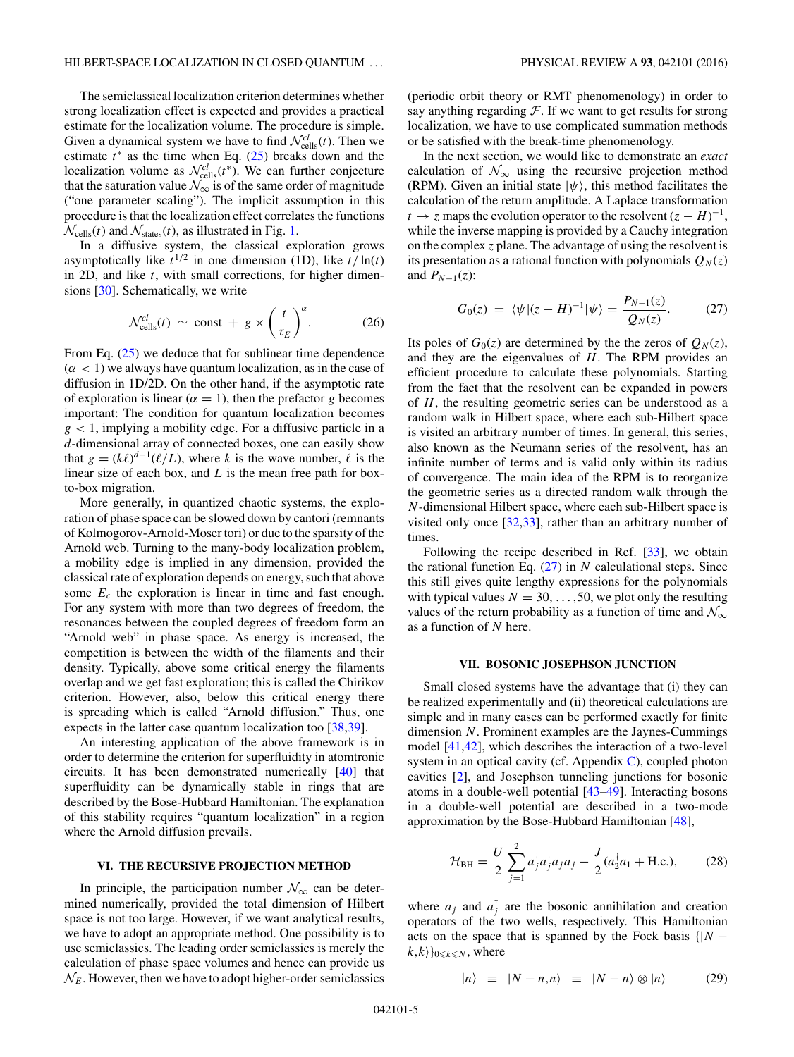The semiclassical localization criterion determines whether strong localization effect is expected and provides a practical estimate for the localization volume. The procedure is simple. Given a dynamical system we have to find $\mathcal{N}^{cl}_{\text{cells}}(t)$. Then we estimate $t^*$ as the time when Eq. (25) breaks down and the localization volume as $\mathcal{N}^{cl}_{\text{cells}}(t^*)$. We can further conjecture that the saturation value $\mathcal{N}_\infty$ is of the same order of magnitude ("one parameter scaling"). The implicit assumption in this procedure is that the localization effect correlates the functions $\mathcal{N}_{\text{cells}}(t)$ and $\mathcal{N}_{\text{states}}(t)$, as illustrated in Fig. 1.

In a diffusive system, the classical exploration grows asymptotically like $t^{1/2}$ in one dimension (1D), like $t/\ln(t)$ in 2D, and like $t$, with small corrections, for higher dimensions [30]. Schematically, we write

$$\mathcal{N}^{cl}_{\text{cells}}(t) \sim \text{const} + g \times \left(\frac{t}{\tau_E}\right)^{\alpha}. \tag{26}$$

From Eq. (25) we deduce that for sublinear time dependence ($\alpha < 1$) we always have quantum localization, as in the case of diffusion in 1D/2D. On the other hand, if the asymptotic rate of exploration is linear ($\alpha = 1$), then the prefactor $g$ becomes important: The condition for quantum localization becomes $g < 1$, implying a mobility edge. For a diffusive particle in a $d$-dimensional array of connected boxes, one can easily show that $g = (k\ell)^{d-1}(\ell/L)$, where $k$ is the wave number, $\ell$ is the linear size of each box, and $L$ is the mean free path for box-to-box migration.

More generally, in quantized chaotic systems, the exploration of phase space can be slowed down by cantori (remnants of Kolmogorov-Arnold-Moser tori) or due to the sparsity of the Arnold web. Turning to the many-body localization problem, a mobility edge is implied in any dimension, provided the classical rate of exploration depends on energy, such that above some $E_c$ the exploration is linear in time and fast enough. For any system with more than two degrees of freedom, the resonances between the coupled degrees of freedom form an "Arnold web" in phase space. As energy is increased, the competition is between the width of the filaments and their density. Typically, above some critical energy the filaments overlap and we get fast exploration; this is called the Chirikov criterion. However, also, below this critical energy there is spreading which is called "Arnold diffusion." Thus, one expects in the latter case quantum localization too [38,39].

An interesting application of the above framework is in order to determine the criterion for superfluidity in atomtronic circuits. It has been demonstrated numerically [40] that superfluidity can be dynamically stable in rings that are described by the Bose-Hubbard Hamiltonian. The explanation of this stability requires "quantum localization" in a region where the Arnold diffusion prevails.

## VI. THE RECURSIVE PROJECTION METHOD

In principle, the participation number $\mathcal{N}_\infty$ can be determined numerically, provided the total dimension of Hilbert space is not too large. However, if we want analytical results, we have to adopt an appropriate method. One possibility is to use semiclassics. The leading order semiclassics is merely the calculation of phase space volumes and hence can provide us $\mathcal{N}_E$. However, then we have to adopt higher-order semiclassics (periodic orbit theory or RMT phenomenology) in order to say anything regarding $\mathcal{F}$. If we want to get results for strong localization, we have to use complicated summation methods or be satisfied with the break-time phenomenology.

In the next section, we would like to demonstrate an *exact* calculation of $\mathcal{N}_\infty$ using the recursive projection method (RPM). Given an initial state $|\psi\rangle$, this method facilitates the calculation of the return amplitude. A Laplace transformation $t \to z$ maps the evolution operator to the resolvent $(z-H)^{-1}$, while the inverse mapping is provided by a Cauchy integration on the complex $z$ plane. The advantage of using the resolvent is its presentation as a rational function with polynomials $Q_N(z)$ and $P_{N-1}(z)$:

$$G_0(z) = \langle\psi|(z-H)^{-1}|\psi\rangle = \frac{P_{N-1}(z)}{Q_N(z)}. \tag{27}$$

Its poles of $G_0(z)$ are determined by the the zeros of $Q_N(z)$, and they are the eigenvalues of $H$. The RPM provides an efficient procedure to calculate these polynomials. Starting from the fact that the resolvent can be expanded in powers of $H$, the resulting geometric series can be understood as a random walk in Hilbert space, where each sub-Hilbert space is visited an arbitrary number of times. In general, this series, also known as the Neumann series of the resolvent, has an infinite number of terms and is valid only within its radius of convergence. The main idea of the RPM is to reorganize the geometric series as a directed random walk through the $N$-dimensional Hilbert space, where each sub-Hilbert space is visited only once [32,33], rather than an arbitrary number of times.

Following the recipe described in Ref. [33], we obtain the rational function Eq. (27) in $N$ calculational steps. Since this still gives quite lengthy expressions for the polynomials with typical values $N = 30,\ldots,50$, we plot only the resulting values of the return probability as a function of time and $\mathcal{N}_\infty$ as a function of $N$ here.

## VII. BOSONIC JOSEPHSON JUNCTION

Small closed systems have the advantage that (i) they can be realized experimentally and (ii) theoretical calculations are simple and in many cases can be performed exactly for finite dimension $N$. Prominent examples are the Jaynes-Cummings model [41,42], which describes the interaction of a two-level system in an optical cavity (cf. Appendix C), coupled photon cavities [2], and Josephson tunneling junctions for bosonic atoms in a double-well potential [43–49]. Interacting bosons in a double-well potential are described in a two-mode approximation by the Bose-Hubbard Hamiltonian [48],

$$\mathcal{H}_{\text{BH}} = \frac{U}{2}\sum_{j=1}^{2} a_j^\dagger a_j^\dagger a_j a_j - \frac{J}{2}(a_2^\dagger a_1 + \text{H.c.}), \tag{28}$$

where $a_j$ and $a_j^\dagger$ are the bosonic annihilation and creation operators of the two wells, respectively. This Hamiltonian acts on the space that is spanned by the Fock basis $\{|N-k,k\rangle\}_{0\leqslant k\leqslant N}$, where

$$|n\rangle \;\equiv\; |N-n,n\rangle \;\equiv\; |N-n\rangle \otimes |n\rangle \tag{29}$$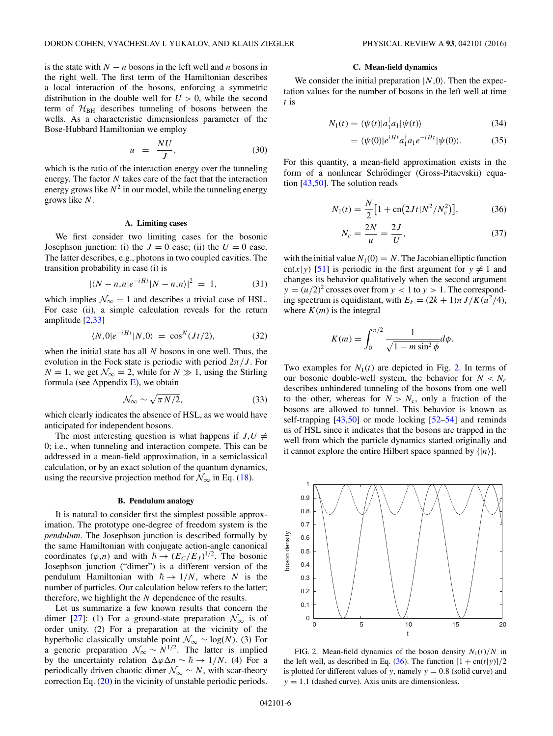is the state with $N - n$ bosons in the left well and $n$ bosons in the right well. The first term of the Hamiltonian describes a local interaction of the bosons, enforcing a symmetric distribution in the double well for $U > 0$, while the second term of $\mathcal{H}_{\rm BH}$ describes tunneling of bosons between the wells. As a characteristic dimensionless parameter of the Bose-Hubbard Hamiltonian we employ

$$u = \frac{NU}{J}, \tag{30}$$

which is the ratio of the interaction energy over the tunneling energy. The factor $N$ takes care of the fact that the interaction energy grows like $N^2$ in our model, while the tunneling energy grows like $N$.

### A. Limiting cases

We first consider two limiting cases for the bosonic Josephson junction: (i) the $J = 0$ case; (ii) the $U = 0$ case. The latter describes, e.g., photons in two coupled cavities. The transition probability in case (i) is

$$|\langle N-n,n|e^{-iHt}|N-n,n\rangle|^2 = 1, \tag{31}$$

which implies $\mathcal{N}_\infty = 1$ and describes a trivial case of HSL. For case (ii), a simple calculation reveals for the return amplitude [2,33]

$$\langle N,0|e^{-iHt}|N,0\rangle = \cos^N(Jt/2), \tag{32}$$

when the initial state has all $N$ bosons in one well. Thus, the evolution in the Fock state is periodic with period $2\pi/J$. For $N = 1$, we get $\mathcal{N}_\infty = 2$, while for $N \gg 1$, using the Stirling formula (see Appendix E), we obtain

$$\mathcal{N}_\infty \sim \sqrt{\pi N/2}, \tag{33}$$

which clearly indicates the absence of HSL, as we would have anticipated for independent bosons.

The most interesting question is what happens if $J,U \neq 0$; i.e., when tunneling and interaction compete. This can be addressed in a mean-field approximation, in a semiclassical calculation, or by an exact solution of the quantum dynamics, using the recursive projection method for $\mathcal{N}_\infty$ in Eq. (18).

### B. Pendulum analogy

It is natural to consider first the simplest possible approximation. The prototype one-degree of freedom system is the *pendulum*. The Josephson junction is described formally by the same Hamiltonian with conjugate action-angle canonical coordinates $(\varphi,n)$ and with $\hbar \to (E_C/E_J)^{1/2}$. The bosonic Josephson junction ("dimer") is a different version of the pendulum Hamiltonian with $\hbar \to 1/N$, where $N$ is the number of particles. Our calculation below refers to the latter; therefore, we highlight the $N$ dependence of the results.

Let us summarize a few known results that concern the dimer [27]: (1) For a ground-state preparation $\mathcal{N}_\infty$ is of order unity. (2) For a preparation at the vicinity of the hyperbolic classically unstable point $\mathcal{N}_\infty \sim \log(N)$. (3) For a generic preparation $\mathcal{N}_\infty \sim N^{1/2}$. The latter is implied by the uncertainty relation $\Delta\varphi\Delta n \sim \hbar \to 1/N$. (4) For a periodically driven chaotic dimer $\mathcal{N}_\infty \sim N$, with scar-theory correction Eq. (20) in the vicinity of unstable periodic orbits.

### C. Mean-field dynamics

We consider the initial preparation $|N,0\rangle$. Then the expectation values for the number of bosons in the left well at time $t$ is

$$N_1(t) = \langle\psi(t)|a_1^\dagger a_1|\psi(t)\rangle \tag{34}$$

$$= \langle\psi(0)|e^{iHt}a_1^\dagger a_1 e^{-iHt}|\psi(0)\rangle. \tag{35}$$

For this quantity, a mean-field approximation exists in the form of a nonlinear Schrödinger (Gross-Pitaevskii) equation [43,50]. The solution reads

$$N_1(t) = \frac{N}{2}\left[1 + \mathrm{cn}\left(2Jt|N^2/N_c^2\right)\right], \tag{36}$$

$$N_c = \frac{2N}{u} = \frac{2J}{U}, \tag{37}$$

with the initial value $N_1(0) = N$. The Jacobian elliptic function $\mathrm{cn}(x|y)$ [51] is periodic in the first argument for $y \neq 1$ and changes its behavior qualitatively when the second argument $y = (u/2)^2$ crosses over from $y < 1$ to $y > 1$. The corresponding spectrum is equidistant, with $E_k = (2k+1)\pi J/K(u^2/4)$, where $K(m)$ is the integral

$$K(m) = \int_0^{\pi/2} \frac{1}{\sqrt{1 - m\sin^2\phi}}d\phi.$$

Two examples for $N_1(t)$ are depicted in Fig. 2. In terms of our bosonic double-well system, the behavior for $N < N_c$ describes unhindered tunneling of the bosons from one well to the other, whereas for $N > N_c$, only a fraction of the bosons are allowed to tunnel. This behavior is known as self-trapping [43,50] or mode locking [52–54] and reminds us of HSL since it indicates that the bosons are trapped in the well from which the particle dynamics started originally and it cannot explore the entire Hilbert space spanned by $\{|n\rangle\}$.

FIG. 2. Mean-field dynamics of the boson density $N_1(t)/N$ in the left well, as described in Eq. (36). The function $[1 + \mathrm{cn}(t|y)]/2$ is plotted for different values of $y$, namely $y = 0.8$ (solid curve) and $y = 1.1$ (dashed curve). Axis units are dimensionless.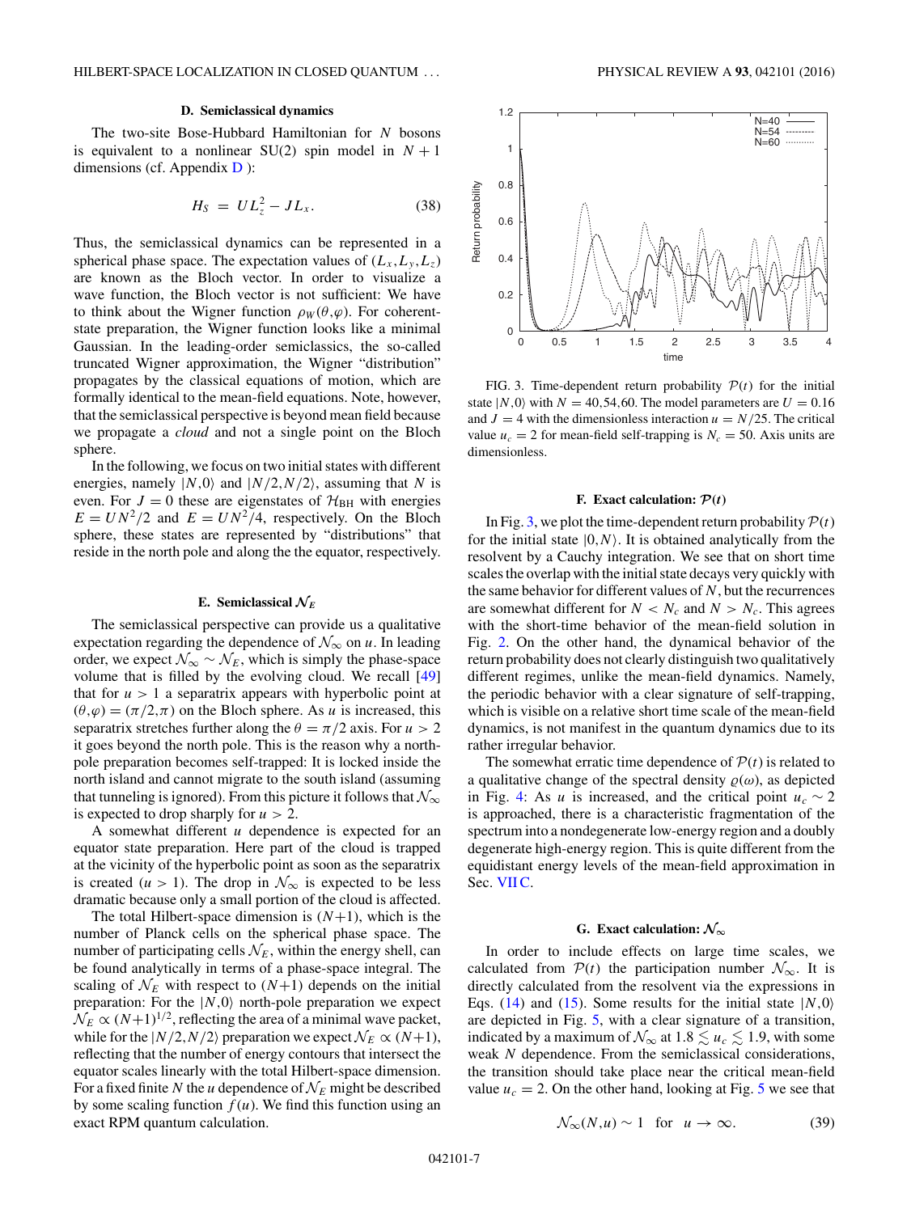### D. Semiclassical dynamics

The two-site Bose-Hubbard Hamiltonian for $N$ bosons is equivalent to a nonlinear SU(2) spin model in $N+1$ dimensions (cf. Appendix D ):

$$H_S = UL_z^2 - JL_x. \tag{38}$$

Thus, the semiclassical dynamics can be represented in a spherical phase space. The expectation values of $(L_x, L_y, L_z)$ are known as the Bloch vector. In order to visualize a wave function, the Bloch vector is not sufficient: We have to think about the Wigner function $\rho_W(\theta,\varphi)$. For coherent-state preparation, the Wigner function looks like a minimal Gaussian. In the leading-order semiclassics, the so-called truncated Wigner approximation, the Wigner "distribution" propagates by the classical equations of motion, which are formally identical to the mean-field equations. Note, however, that the semiclassical perspective is beyond mean field because we propagate a *cloud* and not a single point on the Bloch sphere.

In the following, we focus on two initial states with different energies, namely $|N,0\rangle$ and $|N/2,N/2\rangle$, assuming that $N$ is even. For $J=0$ these are eigenstates of $\mathcal{H}_{\rm BH}$ with energies $E = UN^2/2$ and $E = UN^2/4$, respectively. On the Bloch sphere, these states are represented by "distributions" that reside in the north pole and along the the equator, respectively.

### E. Semiclassical $\mathcal{N}_E$

The semiclassical perspective can provide us a qualitative expectation regarding the dependence of $\mathcal{N}_\infty$ on $u$. In leading order, we expect $\mathcal{N}_\infty \sim \mathcal{N}_E$, which is simply the phase-space volume that is filled by the evolving cloud. We recall [49] that for $u>1$ a separatrix appears with hyperbolic point at $(\theta,\varphi) = (\pi/2,\pi)$ on the Bloch sphere. As $u$ is increased, this separatrix stretches further along the $\theta = \pi/2$ axis. For $u>2$ it goes beyond the north pole. This is the reason why a north-pole preparation becomes self-trapped: It is locked inside the north island and cannot migrate to the south island (assuming that tunneling is ignored). From this picture it follows that $\mathcal{N}_\infty$ is expected to drop sharply for $u>2$.

A somewhat different $u$ dependence is expected for an equator state preparation. Here part of the cloud is trapped at the vicinity of the hyperbolic point as soon as the separatrix is created ($u>1$). The drop in $\mathcal{N}_\infty$ is expected to be less dramatic because only a small portion of the cloud is affected.

The total Hilbert-space dimension is $(N+1)$, which is the number of Planck cells on the spherical phase space. The number of participating cells $\mathcal{N}_E$, within the energy shell, can be found analytically in terms of a phase-space integral. The scaling of $\mathcal{N}_E$ with respect to $(N+1)$ depends on the initial preparation: For the $|N,0\rangle$ north-pole preparation we expect $\mathcal{N}_E \propto (N+1)^{1/2}$, reflecting the area of a minimal wave packet, while for the $|N/2,N/2\rangle$ preparation we expect $\mathcal{N}_E \propto (N+1)$, reflecting that the number of energy contours that intersect the equator scales linearly with the total Hilbert-space dimension. For a fixed finite $N$ the $u$ dependence of $\mathcal{N}_E$ might be described by some scaling function $f(u)$. We find this function using an exact RPM quantum calculation.

FIG. 3. Time-dependent return probability $\mathcal{P}(t)$ for the initial state $|N,0\rangle$ with $N = 40,54,60$. The model parameters are $U = 0.16$ and $J = 4$ with the dimensionless interaction $u = N/25$. The critical value $u_c = 2$ for mean-field self-trapping is $N_c = 50$. Axis units are dimensionless.

### F. Exact calculation: $\mathcal{P}(t)$

In Fig. 3, we plot the time-dependent return probability $\mathcal{P}(t)$ for the initial state $|0,N\rangle$. It is obtained analytically from the resolvent by a Cauchy integration. We see that on short time scales the overlap with the initial state decays very quickly with the same behavior for different values of $N$, but the recurrences are somewhat different for $N<N_c$ and $N>N_c$. This agrees with the short-time behavior of the mean-field solution in Fig. 2. On the other hand, the dynamical behavior of the return probability does not clearly distinguish two qualitatively different regimes, unlike the mean-field dynamics. Namely, the periodic behavior with a clear signature of self-trapping, which is visible on a relative short time scale of the mean-field dynamics, is not manifest in the quantum dynamics due to its rather irregular behavior.

The somewhat erratic time dependence of $\mathcal{P}(t)$ is related to a qualitative change of the spectral density $\varrho(\omega)$, as depicted in Fig. 4: As $u$ is increased, and the critical point $u_c \sim 2$ is approached, there is a characteristic fragmentation of the spectrum into a nondegenerate low-energy region and a doubly degenerate high-energy region. This is quite different from the equidistant energy levels of the mean-field approximation in Sec. VII C.

### G. Exact calculation: $\mathcal{N}_\infty$

In order to include effects on large time scales, we calculated from $\mathcal{P}(t)$ the participation number $\mathcal{N}_\infty$. It is directly calculated from the resolvent via the expressions in Eqs. (14) and (15). Some results for the initial state $|N,0\rangle$ are depicted in Fig. 5, with a clear signature of a transition, indicated by a maximum of $\mathcal{N}_\infty$ at $1.8 \lesssim u_c \lesssim 1.9$, with some weak $N$ dependence. From the semiclassical considerations, the transition should take place near the critical mean-field value $u_c = 2$. On the other hand, looking at Fig. 5 we see that

$$\mathcal{N}_\infty(N,u) \sim 1 \quad \text{for} \quad u \to \infty. \tag{39}$$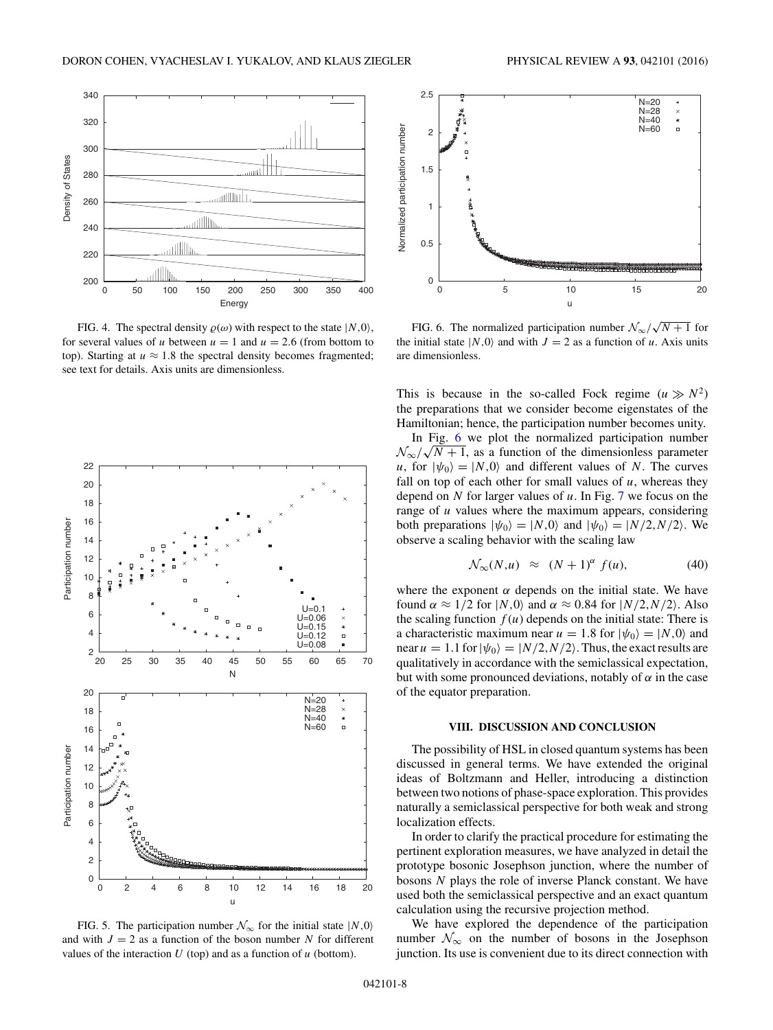FIG. 4. The spectral density $\varrho(\omega)$ with respect to the state $|N,0\rangle$, for several values of $u$ between $u = 1$ and $u = 2.6$ (from bottom to top). Starting at $u \approx 1.8$ the spectral density becomes fragmented; see text for details. Axis units are dimensionless.

FIG. 5. The participation number $\mathcal{N}_\infty$ for the initial state $|N,0\rangle$ and with $J = 2$ as a function of the boson number $N$ for different values of the interaction $U$ (top) and as a function of $u$ (bottom).

FIG. 6. The normalized participation number $\mathcal{N}_\infty/\sqrt{N+1}$ for the initial state $|N,0\rangle$ and with $J = 2$ as a function of $u$. Axis units are dimensionless.

This is because in the so-called Fock regime ($u \gg N^2$) the preparations that we consider become eigenstates of the Hamiltonian; hence, the participation number becomes unity.

In Fig. 6 we plot the normalized participation number $\mathcal{N}_\infty/\sqrt{N+1}$, as a function of the dimensionless parameter $u$, for $|\psi_0\rangle = |N,0\rangle$ and different values of $N$. The curves fall on top of each other for small values of $u$, whereas they depend on $N$ for larger values of $u$. In Fig. 7 we focus on the range of $u$ values where the maximum appears, considering both preparations $|\psi_0\rangle = |N,0\rangle$ and $|\psi_0\rangle = |N/2,N/2\rangle$. We observe a scaling behavior with the scaling law

$$\mathcal{N}_\infty(N,u) \;\approx\; (N+1)^\alpha \, f(u), \tag{40}$$

where the exponent $\alpha$ depends on the initial state. We have found $\alpha \approx 1/2$ for $|N,0\rangle$ and $\alpha \approx 0.84$ for $|N/2,N/2\rangle$. Also the scaling function $f(u)$ depends on the initial state: There is a characteristic maximum near $u = 1.8$ for $|\psi_0\rangle = |N,0\rangle$ and near $u = 1.1$ for $|\psi_0\rangle = |N/2,N/2\rangle$. Thus, the exact results are qualitatively in accordance with the semiclassical expectation, but with some pronounced deviations, notably of $\alpha$ in the case of the equator preparation.

## VIII. DISCUSSION AND CONCLUSION

The possibility of HSL in closed quantum systems has been discussed in general terms. We have extended the original ideas of Boltzmann and Heller, introducing a distinction between two notions of phase-space exploration. This provides naturally a semiclassical perspective for both weak and strong localization effects.

In order to clarify the practical procedure for estimating the pertinent exploration measures, we have analyzed in detail the prototype bosonic Josephson junction, where the number of bosons $N$ plays the role of inverse Planck constant. We have used both the semiclassical perspective and an exact quantum calculation using the recursive projection method.

We have explored the dependence of the participation number $\mathcal{N}_\infty$ on the number of bosons in the Josephson junction. Its use is convenient due to its direct connection with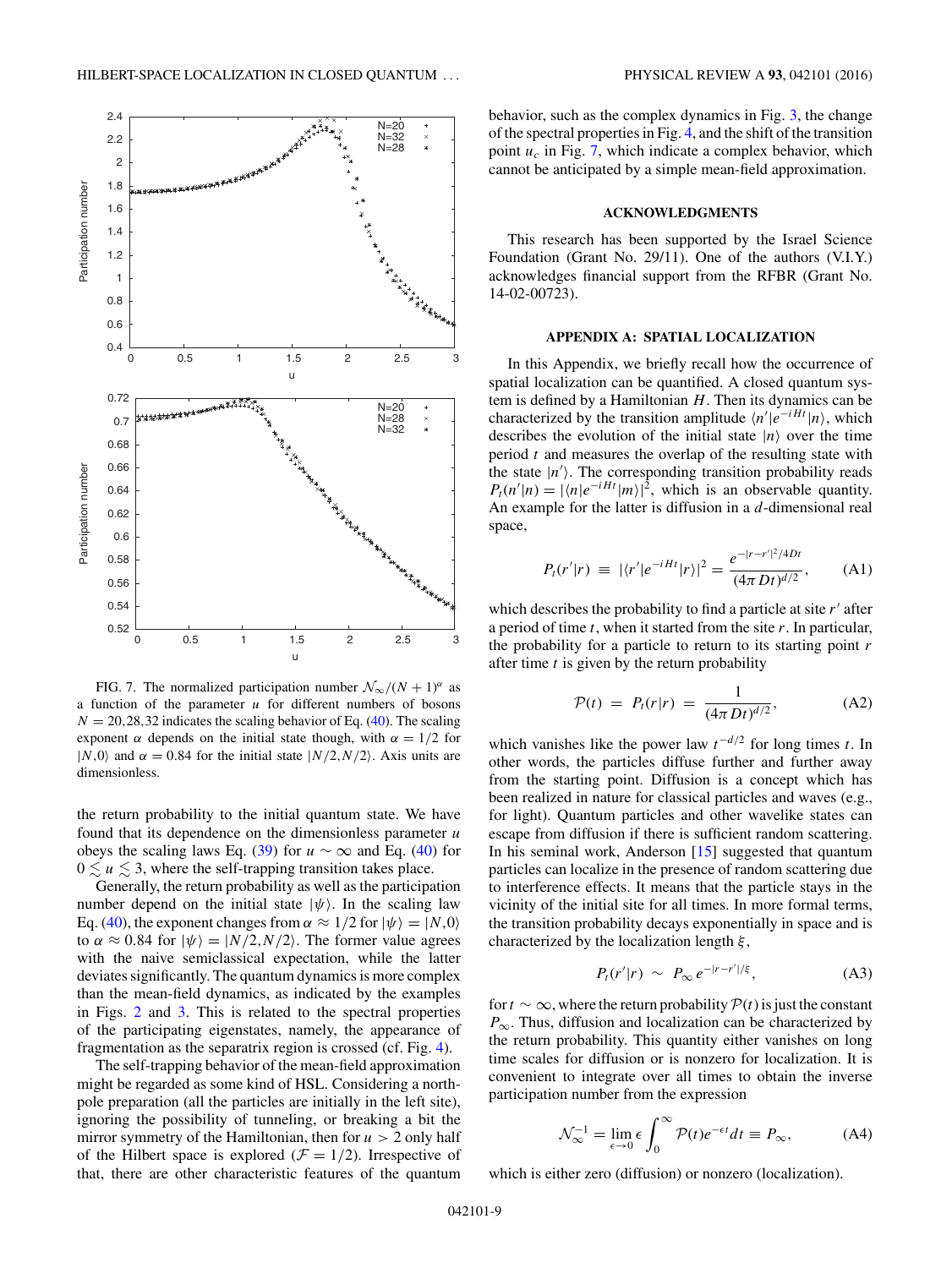FIG. 7. The normalized participation number $\mathcal{N}_\infty/(N+1)^\alpha$ as a function of the parameter $u$ for different numbers of bosons $N = 20,28,32$ indicates the scaling behavior of Eq. (40). The scaling exponent $\alpha$ depends on the initial state though, with $\alpha = 1/2$ for $|N,0\rangle$ and $\alpha = 0.84$ for the initial state $|N/2,N/2\rangle$. Axis units are dimensionless.

the return probability to the initial quantum state. We have found that its dependence on the dimensionless parameter $u$ obeys the scaling laws Eq. (39) for $u \sim \infty$ and Eq. (40) for $0 \lesssim u \lesssim 3$, where the self-trapping transition takes place.

Generally, the return probability as well as the participation number depend on the initial state $|\psi\rangle$. In the scaling law Eq. (40), the exponent changes from $\alpha \approx 1/2$ for $|\psi\rangle = |N,0\rangle$ to $\alpha \approx 0.84$ for $|\psi\rangle = |N/2,N/2\rangle$. The former value agrees with the naive semiclassical expectation, while the latter deviates significantly. The quantum dynamics is more complex than the mean-field dynamics, as indicated by the examples in Figs. 2 and 3. This is related to the spectral properties of the participating eigenstates, namely, the appearance of fragmentation as the separatrix region is crossed (cf. Fig. 4).

The self-trapping behavior of the mean-field approximation might be regarded as some kind of HSL. Considering a north-pole preparation (all the particles are initially in the left site), ignoring the possibility of tunneling, or breaking a bit the mirror symmetry of the Hamiltonian, then for $u > 2$ only half of the Hilbert space is explored ($\mathcal{F} = 1/2$). Irrespective of that, there are other characteristic features of the quantum behavior, such as the complex dynamics in Fig. 3, the change of the spectral properties in Fig. 4, and the shift of the transition point $u_c$ in Fig. 7, which indicate a complex behavior, which cannot be anticipated by a simple mean-field approximation.

## ACKNOWLEDGMENTS

This research has been supported by the Israel Science Foundation (Grant No. 29/11). One of the authors (V.I.Y.) acknowledges financial support from the RFBR (Grant No. 14-02-00723).

## APPENDIX A: SPATIAL LOCALIZATION

In this Appendix, we briefly recall how the occurrence of spatial localization can be quantified. A closed quantum system is defined by a Hamiltonian $H$. Then its dynamics can be characterized by the transition amplitude $\langle n'|e^{-iHt}|n\rangle$, which describes the evolution of the initial state $|n\rangle$ over the time period $t$ and measures the overlap of the resulting state with the state $|n'\rangle$. The corresponding transition probability reads $P_t(n'|n) = |\langle n|e^{-iHt}|m\rangle|^2$, which is an observable quantity. An example for the latter is diffusion in a $d$-dimensional real space,

$$P_t(r'|r) \equiv |\langle r'|e^{-iHt}|r\rangle|^2 = \frac{e^{-|r-r'|^2/4Dt}}{(4\pi Dt)^{d/2}}, \tag{A1}$$

which describes the probability to find a particle at site $r'$ after a period of time $t$, when it started from the site $r$. In particular, the probability for a particle to return to its starting point $r$ after time $t$ is given by the return probability

$$\mathcal{P}(t) = P_t(r|r) = \frac{1}{(4\pi Dt)^{d/2}}, \tag{A2}$$

which vanishes like the power law $t^{-d/2}$ for long times $t$. In other words, the particles diffuse further and further away from the starting point. Diffusion is a concept which has been realized in nature for classical particles and waves (e.g., for light). Quantum particles and other wavelike states can escape from diffusion if there is sufficient random scattering. In his seminal work, Anderson [15] suggested that quantum particles can localize in the presence of random scattering due to interference effects. It means that the particle stays in the vicinity of the initial site for all times. In more formal terms, the transition probability decays exponentially in space and is characterized by the localization length $\xi$,

$$P_t(r'|r) \sim P_\infty e^{-|r-r'|/\xi}, \tag{A3}$$

for $t \sim \infty$, where the return probability $\mathcal{P}(t)$ is just the constant $P_\infty$. Thus, diffusion and localization can be characterized by the return probability. This quantity either vanishes on long time scales for diffusion or is nonzero for localization. It is convenient to integrate over all times to obtain the inverse participation number from the expression

$$\mathcal{N}_\infty^{-1} = \lim_{\epsilon\to 0} \epsilon \int_0^\infty \mathcal{P}(t) e^{-\epsilon t} dt \equiv P_\infty, \tag{A4}$$

which is either zero (diffusion) or nonzero (localization).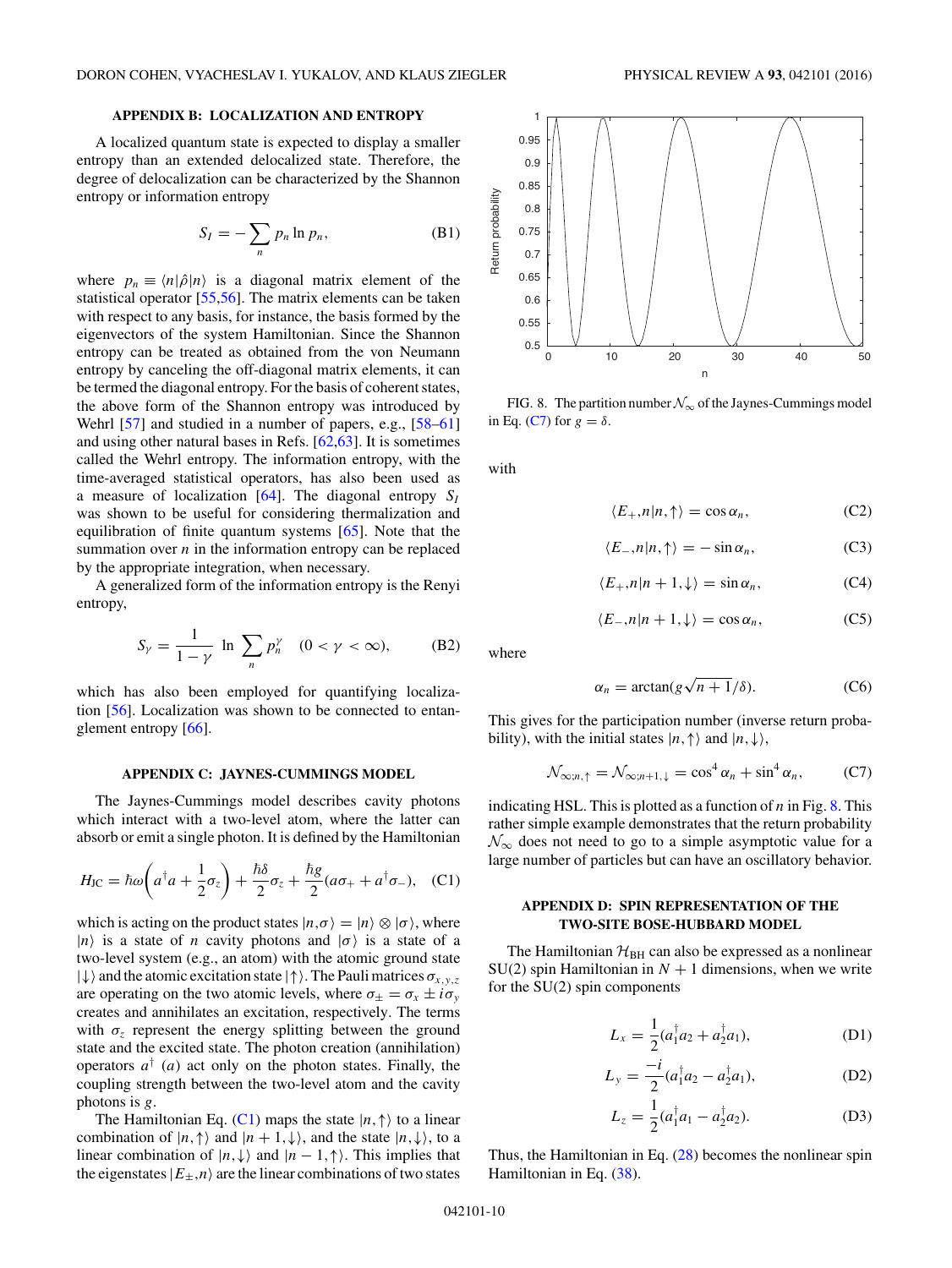## APPENDIX B: LOCALIZATION AND ENTROPY

A localized quantum state is expected to display a smaller entropy than an extended delocalized state. Therefore, the degree of delocalization can be characterized by the Shannon entropy or information entropy

$$S_I = -\sum_n p_n \ln p_n, \tag{B1}$$

where $p_n \equiv \langle n|\hat{\rho}|n\rangle$ is a diagonal matrix element of the statistical operator [55,56]. The matrix elements can be taken with respect to any basis, for instance, the basis formed by the eigenvectors of the system Hamiltonian. Since the Shannon entropy can be treated as obtained from the von Neumann entropy by canceling the off-diagonal matrix elements, it can be termed the diagonal entropy. For the basis of coherent states, the above form of the Shannon entropy was introduced by Wehrl [57] and studied in a number of papers, e.g., [58–61] and using other natural bases in Refs. [62,63]. It is sometimes called the Wehrl entropy. The information entropy, with the time-averaged statistical operators, has also been used as a measure of localization [64]. The diagonal entropy $S_I$ was shown to be useful for considering thermalization and equilibration of finite quantum systems [65]. Note that the summation over $n$ in the information entropy can be replaced by the appropriate integration, when necessary.

A generalized form of the information entropy is the Renyi entropy,

$$S_\gamma = \frac{1}{1-\gamma} \ln \sum_n p_n^\gamma \quad (0 < \gamma < \infty), \tag{B2}$$

which has also been employed for quantifying localization [56]. Localization was shown to be connected to entanglement entropy [66].

## APPENDIX C: JAYNES-CUMMINGS MODEL

The Jaynes-Cummings model describes cavity photons which interact with a two-level atom, where the latter can absorb or emit a single photon. It is defined by the Hamiltonian

$$H_{\mathrm{JC}} = \hbar\omega\left(a^\dagger a + \frac{1}{2}\sigma_z\right) + \frac{\hbar\delta}{2}\sigma_z + \frac{\hbar g}{2}(a\sigma_+ + a^\dagger\sigma_-), \tag{C1}$$

which is acting on the product states $|n,\sigma\rangle = |n\rangle \otimes |\sigma\rangle$, where $|n\rangle$ is a state of $n$ cavity photons and $|\sigma\rangle$ is a state of a two-level system (e.g., an atom) with the atomic ground state $|\downarrow\rangle$ and the atomic excitation state $|\uparrow\rangle$. The Pauli matrices $\sigma_{x,y,z}$ are operating on the two atomic levels, where $\sigma_\pm = \sigma_x \pm i\sigma_y$ creates and annihilates an excitation, respectively. The terms with $\sigma_z$ represent the energy splitting between the ground state and the excited state. The photon creation (annihilation) operators $a^\dagger$ ($a$) act only on the photon states. Finally, the coupling strength between the two-level atom and the cavity photons is $g$.

The Hamiltonian Eq. (C1) maps the state $|n,\uparrow\rangle$ to a linear combination of $|n,\uparrow\rangle$ and $|n+1,\downarrow\rangle$, and the state $|n,\downarrow\rangle$, to a linear combination of $|n,\downarrow\rangle$ and $|n-1,\uparrow\rangle$. This implies that the eigenstates $|E_\pm,n\rangle$ are the linear combinations of two states

FIG. 8. The partition number $\mathcal{N}_\infty$ of the Jaynes-Cummings model in Eq. (C7) for $g = \delta$.

with

$$\langle E_+,n|n,\uparrow\rangle = \cos\alpha_n, \tag{C2}$$

$$\langle E_-,n|n,\uparrow\rangle = -\sin\alpha_n, \tag{C3}$$

$$\langle E_+,n|n+1,\downarrow\rangle = \sin\alpha_n, \tag{C4}$$

$$\langle E_-,n|n+1,\downarrow\rangle = \cos\alpha_n, \tag{C5}$$

where

$$\alpha_n = \arctan(g\sqrt{n+1}/\delta). \tag{C6}$$

This gives for the participation number (inverse return probability), with the initial states $|n,\uparrow\rangle$ and $|n,\downarrow\rangle$,

$$\mathcal{N}_{\infty;n,\uparrow} = \mathcal{N}_{\infty;n+1,\downarrow} = \cos^4\alpha_n + \sin^4\alpha_n, \tag{C7}$$

indicating HSL. This is plotted as a function of $n$ in Fig. 8. This rather simple example demonstrates that the return probability $\mathcal{N}_\infty$ does not need to go to a simple asymptotic value for a large number of particles but can have an oscillatory behavior.

## APPENDIX D: SPIN REPRESENTATION OF THE TWO-SITE BOSE-HUBBARD MODEL

The Hamiltonian $\mathcal{H}_{\mathrm{BH}}$ can also be expressed as a nonlinear SU(2) spin Hamiltonian in $N+1$ dimensions, when we write for the SU(2) spin components

$$L_x = \frac{1}{2}(a_1^\dagger a_2 + a_2^\dagger a_1), \tag{D1}$$

$$L_y = \frac{-i}{2}(a_1^\dagger a_2 - a_2^\dagger a_1), \tag{D2}$$

$$L_z = \frac{1}{2}(a_1^\dagger a_1 - a_2^\dagger a_2). \tag{D3}$$

Thus, the Hamiltonian in Eq. (28) becomes the nonlinear spin Hamiltonian in Eq. (38).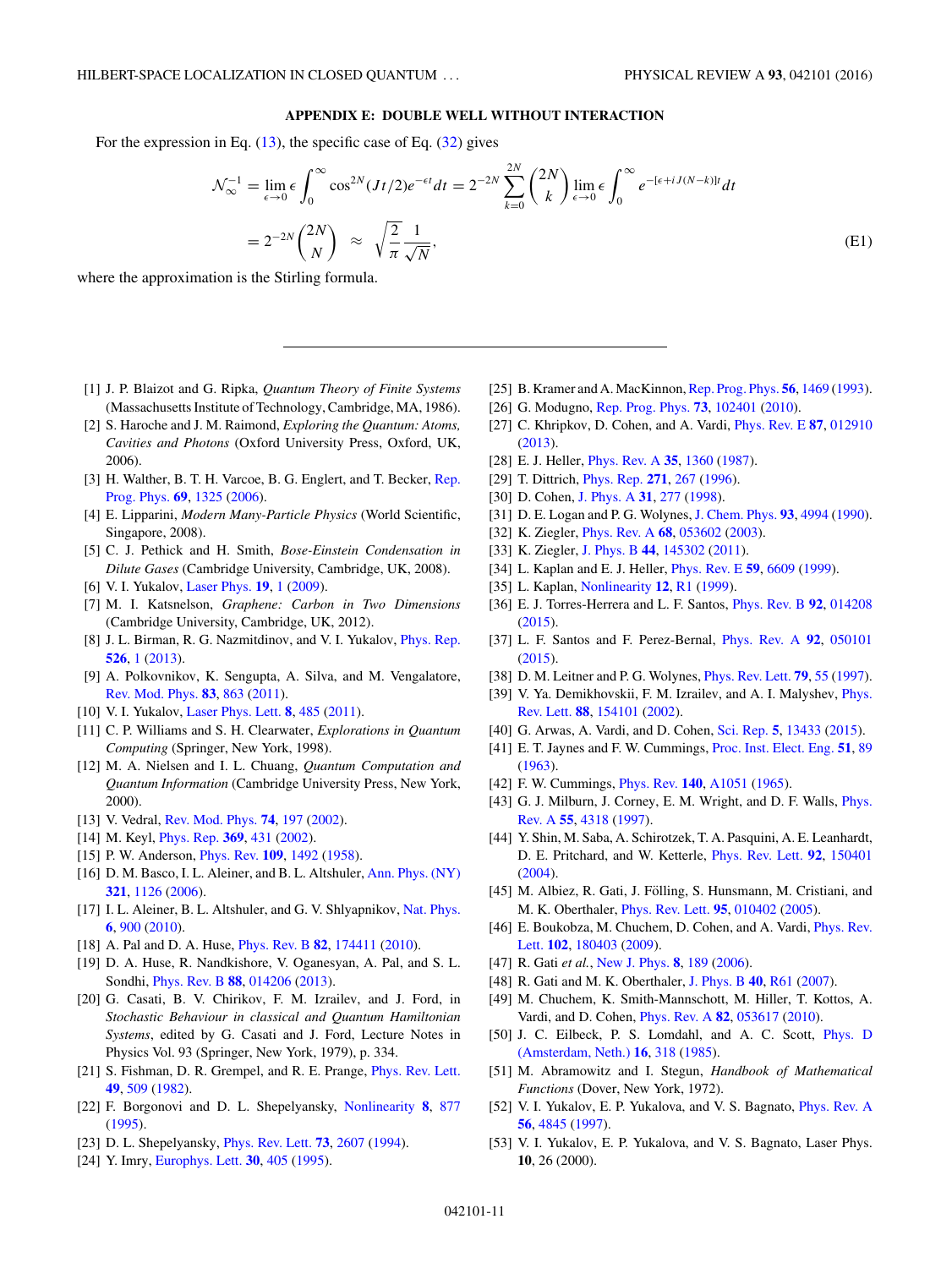## APPENDIX E: DOUBLE WELL WITHOUT INTERACTION

For the expression in Eq. (13), the specific case of Eq. (32) gives

$$\mathcal{N}_\infty^{-1} = \lim_{\epsilon\to 0} \epsilon \int_0^\infty \cos^{2N}(Jt/2) e^{-\epsilon t} dt = 2^{-2N} \sum_{k=0}^{2N} \binom{2N}{k} \lim_{\epsilon \to 0} \epsilon \int_0^\infty e^{-[\epsilon + iJ(N-k)]t} dt$$

$$= 2^{-2N} \binom{2N}{N} \approx \sqrt{\frac{2}{\pi}} \frac{1}{\sqrt{N}}, \tag{E1}$$

where the approximation is the Stirling formula.

---

[1] J. P. Blaizot and G. Ripka, *Quantum Theory of Finite Systems* (Massachusetts Institute of Technology, Cambridge, MA, 1986).

[2] S. Haroche and J. M. Raimond, *Exploring the Quantum: Atoms, Cavities and Photons* (Oxford University Press, Oxford, UK, 2006).

[3] H. Walther, B. T. H. Varcoe, B. G. Englert, and T. Becker, Rep. Prog. Phys. **69**, 1325 (2006).

[4] E. Lipparini, *Modern Many-Particle Physics* (World Scientific, Singapore, 2008).

[5] C. J. Pethick and H. Smith, *Bose-Einstein Condensation in Dilute Gases* (Cambridge University, Cambridge, UK, 2008).

[6] V. I. Yukalov, Laser Phys. **19**, 1 (2009).

[7] M. I. Katsnelson, *Graphene: Carbon in Two Dimensions* (Cambridge University, Cambridge, UK, 2012).

[8] J. L. Birman, R. G. Nazmitdinov, and V. I. Yukalov, Phys. Rep. **526**, 1 (2013).

[9] A. Polkovnikov, K. Sengupta, A. Silva, and M. Vengalatore, Rev. Mod. Phys. **83**, 863 (2011).

[10] V. I. Yukalov, Laser Phys. Lett. **8**, 485 (2011).

[11] C. P. Williams and S. H. Clearwater, *Explorations in Quantum Computing* (Springer, New York, 1998).

[12] M. A. Nielsen and I. L. Chuang, *Quantum Computation and Quantum Information* (Cambridge University Press, New York, 2000).

[13] V. Vedral, Rev. Mod. Phys. **74**, 197 (2002).

[14] M. Keyl, Phys. Rep. **369**, 431 (2002).

[15] P. W. Anderson, Phys. Rev. **109**, 1492 (1958).

[16] D. M. Basco, I. L. Aleiner, and B. L. Altshuler, Ann. Phys. (NY) **321**, 1126 (2006).

[17] I. L. Aleiner, B. L. Altshuler, and G. V. Shlyapnikov, Nat. Phys. **6**, 900 (2010).

[18] A. Pal and D. A. Huse, Phys. Rev. B **82**, 174411 (2010).

[19] D. A. Huse, R. Nandkishore, V. Oganesyan, A. Pal, and S. L. Sondhi, Phys. Rev. B **88**, 014206 (2013).

[20] G. Casati, B. V. Chirikov, F. M. Izrailev, and J. Ford, in *Stochastic Behaviour in classical and Quantum Hamiltonian Systems*, edited by G. Casati and J. Ford, Lecture Notes in Physics Vol. 93 (Springer, New York, 1979), p. 334.

[21] S. Fishman, D. R. Grempel, and R. E. Prange, Phys. Rev. Lett. **49**, 509 (1982).

[22] F. Borgonovi and D. L. Shepelyansky, Nonlinearity **8**, 877 (1995).

[23] D. L. Shepelyansky, Phys. Rev. Lett. **73**, 2607 (1994).

[24] Y. Imry, Europhys. Lett. **30**, 405 (1995).

[25] B. Kramer and A. MacKinnon, Rep. Prog. Phys. **56**, 1469 (1993).

[26] G. Modugno, Rep. Prog. Phys. **73**, 102401 (2010).

[27] C. Khripkov, D. Cohen, and A. Vardi, Phys. Rev. E **87**, 012910 (2013).

[28] E. J. Heller, Phys. Rev. A **35**, 1360 (1987).

[29] T. Dittrich, Phys. Rep. **271**, 267 (1996).

[30] D. Cohen, J. Phys. A **31**, 277 (1998).

[31] D. E. Logan and P. G. Wolynes, J. Chem. Phys. **93**, 4994 (1990).

[32] K. Ziegler, Phys. Rev. A **68**, 053602 (2003).

[33] K. Ziegler, J. Phys. B **44**, 145302 (2011).

[34] L. Kaplan and E. J. Heller, Phys. Rev. E **59**, 6609 (1999).

[35] L. Kaplan, Nonlinearity **12**, R1 (1999).

[36] E. J. Torres-Herrera and L. F. Santos, Phys. Rev. B **92**, 014208 (2015).

[37] L. F. Santos and F. Perez-Bernal, Phys. Rev. A **92**, 050101 (2015).

[38] D. M. Leitner and P. G. Wolynes, Phys. Rev. Lett. **79**, 55 (1997).

[39] V. Ya. Demikhovskii, F. M. Izrailev, and A. I. Malyshev, Phys. Rev. Lett. **88**, 154101 (2002).

[40] G. Arwas, A. Vardi, and D. Cohen, Sci. Rep. **5**, 13433 (2015).

[41] E. T. Jaynes and F. W. Cummings, Proc. Inst. Elect. Eng. **51**, 89 (1963).

[42] F. W. Cummings, Phys. Rev. **140**, A1051 (1965).

[43] G. J. Milburn, J. Corney, E. M. Wright, and D. F. Walls, Phys. Rev. A **55**, 4318 (1997).

[44] Y. Shin, M. Saba, A. Schirotzek, T. A. Pasquini, A. E. Leanhardt, D. E. Pritchard, and W. Ketterle, Phys. Rev. Lett. **92**, 150401 (2004).

[45] M. Albiez, R. Gati, J. Fölling, S. Hunsmann, M. Cristiani, and M. K. Oberthaler, Phys. Rev. Lett. **95**, 010402 (2005).

[46] E. Boukobza, M. Chuchem, D. Cohen, and A. Vardi, Phys. Rev. Lett. **102**, 180403 (2009).

[47] R. Gati *et al.*, New J. Phys. **8**, 189 (2006).

[48] R. Gati and M. K. Oberthaler, J. Phys. B **40**, R61 (2007).

[49] M. Chuchem, K. Smith-Mannschott, M. Hiller, T. Kottos, A. Vardi, and D. Cohen, Phys. Rev. A **82**, 053617 (2010).

[50] J. C. Eilbeck, P. S. Lomdahl, and A. C. Scott, Phys. D (Amsterdam, Neth.) **16**, 318 (1985).

[51] M. Abramowitz and I. Stegun, *Handbook of Mathematical Functions* (Dover, New York, 1972).

[52] V. I. Yukalov, E. P. Yukalova, and V. S. Bagnato, Phys. Rev. A **56**, 4845 (1997).

[53] V. I. Yukalov, E. P. Yukalova, and V. S. Bagnato, Laser Phys. **10**, 26 (2000).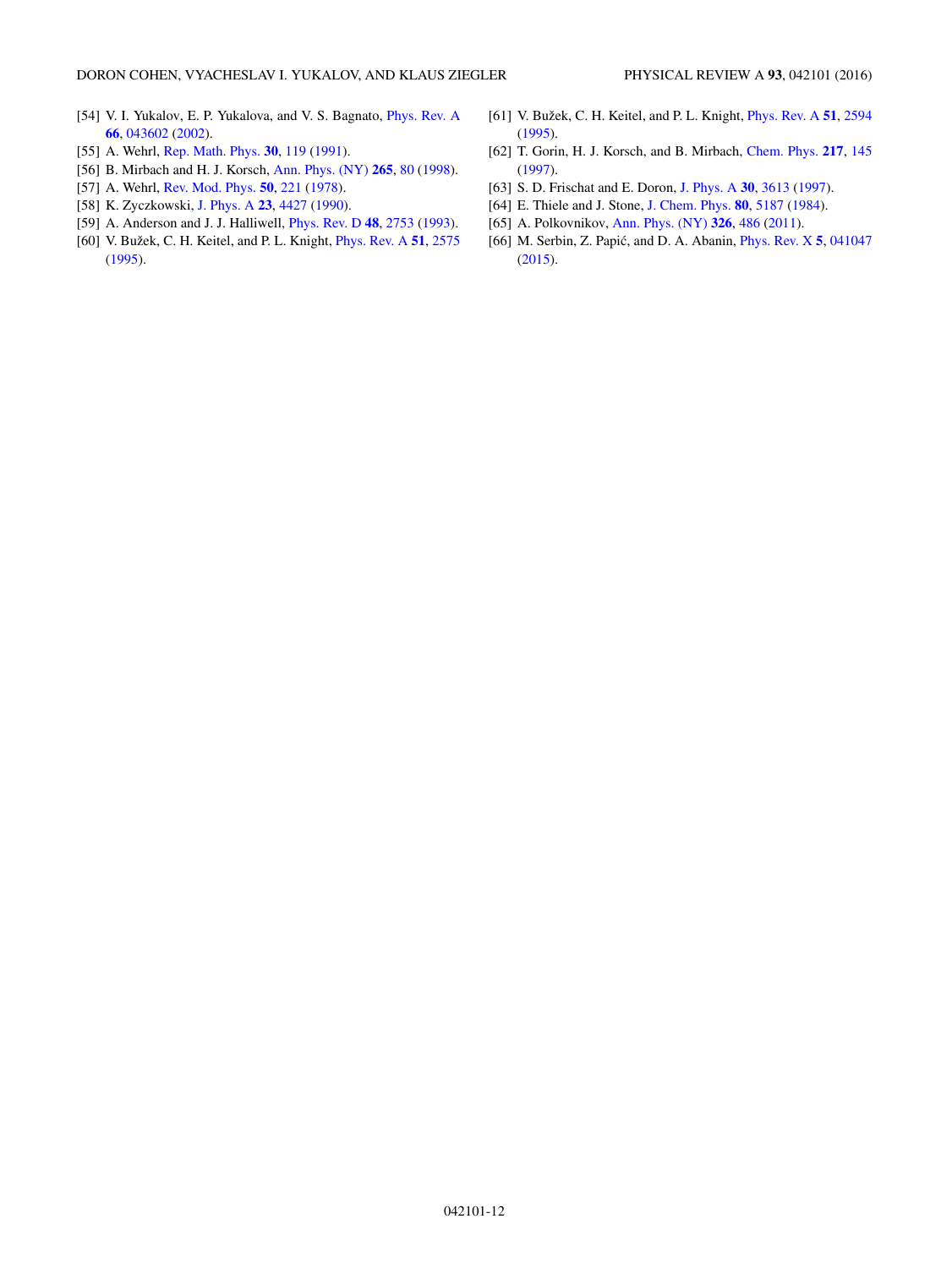[54] V. I. Yukalov, E. P. Yukalova, and V. S. Bagnato, Phys. Rev. A **66**, 043602 (2002).

[55] A. Wehrl, Rep. Math. Phys. **30**, 119 (1991).

[56] B. Mirbach and H. J. Korsch, Ann. Phys. (NY) **265**, 80 (1998).

[57] A. Wehrl, Rev. Mod. Phys. **50**, 221 (1978).

[58] K. Zyczkowski, J. Phys. A **23**, 4427 (1990).

[59] A. Anderson and J. J. Halliwell, Phys. Rev. D **48**, 2753 (1993).

[60] V. Bužek, C. H. Keitel, and P. L. Knight, Phys. Rev. A **51**, 2575 (1995).

[61] V. Bužek, C. H. Keitel, and P. L. Knight, Phys. Rev. A **51**, 2594 (1995).

[62] T. Gorin, H. J. Korsch, and B. Mirbach, Chem. Phys. **217**, 145 (1997).

[63] S. D. Frischat and E. Doron, J. Phys. A **30**, 3613 (1997).

[64] E. Thiele and J. Stone, J. Chem. Phys. **80**, 5187 (1984).

[65] A. Polkovnikov, Ann. Phys. (NY) **326**, 486 (2011).

[66] M. Serbin, Z. Papić, and D. A. Abanin, Phys. Rev. X **5**, 041047 (2015).